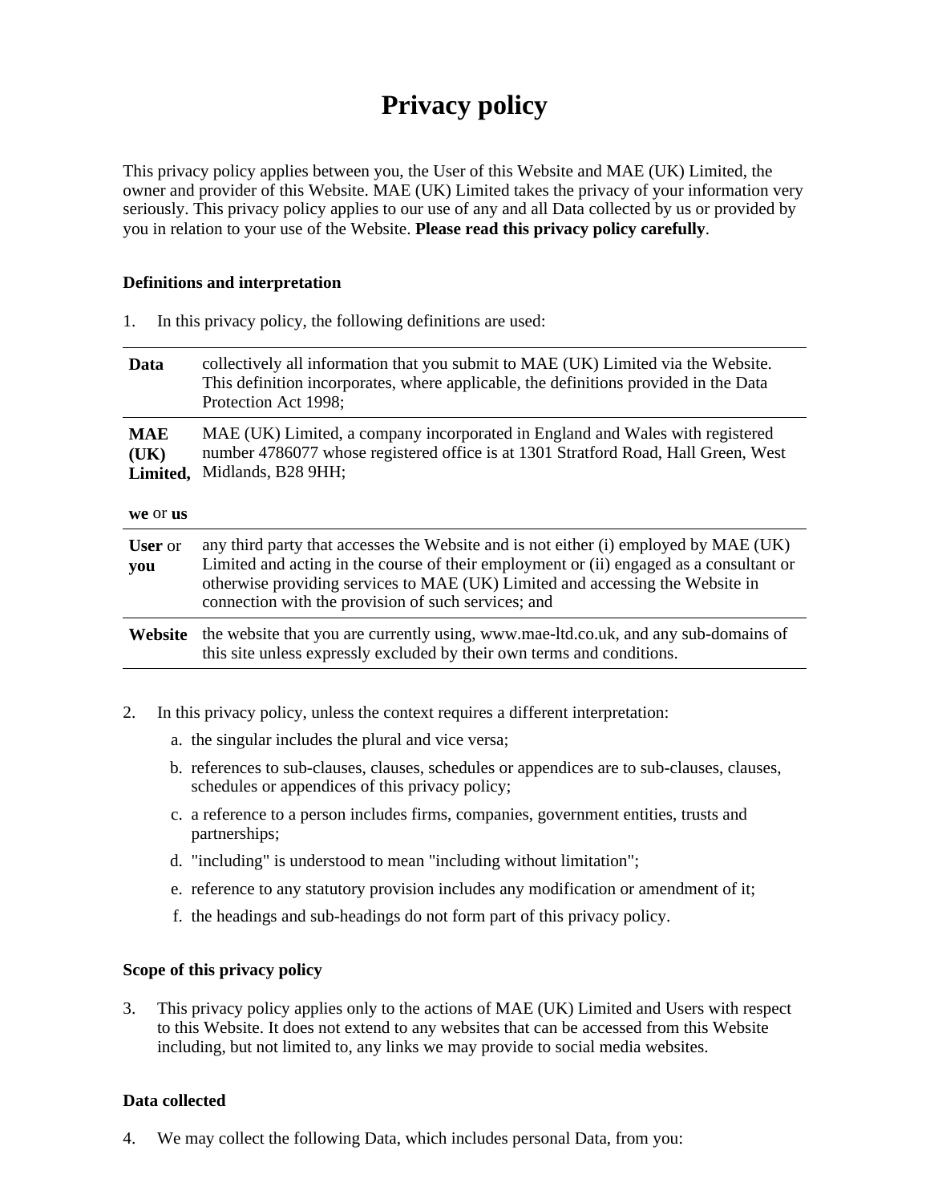# Privacy policy

This privacy policy applies between you, the User of this Website and MAE (UK) Limited, the owner and provider of this Website. MAE (UK) Limited takes the privacy of your information very seriously. This privacy policy applies to our use of any and all Data collected by us or provided by you in relation to your use of the Website. **Please read this privacy policy carefully**.

### Definitions and interpretation

1. In this privacy policy, the following definitions are used:

| | |
|---|---|
| **Data** | collectively all information that you submit to MAE (UK) Limited via the Website. This definition incorporates, where applicable, the definitions provided in the Data Protection Act 1998; |
| **MAE (UK) Limited,** **we** or **us** | MAE (UK) Limited, a company incorporated in England and Wales with registered number 4786077 whose registered office is at 1301 Stratford Road, Hall Green, West Midlands, B28 9HH; |
| **User** or **you** | any third party that accesses the Website and is not either (i) employed by MAE (UK) Limited and acting in the course of their employment or (ii) engaged as a consultant or otherwise providing services to MAE (UK) Limited and accessing the Website in connection with the provision of such services; and |
| **Website** | the website that you are currently using, www.mae-ltd.co.uk, and any sub-domains of this site unless expressly excluded by their own terms and conditions. |

2. In this privacy policy, unless the context requires a different interpretation:
   a. the singular includes the plural and vice versa;
   b. references to sub-clauses, clauses, schedules or appendices are to sub-clauses, clauses, schedules or appendices of this privacy policy;
   c. a reference to a person includes firms, companies, government entities, trusts and partnerships;
   d. "including" is understood to mean "including without limitation";
   e. reference to any statutory provision includes any modification or amendment of it;
   f. the headings and sub-headings do not form part of this privacy policy.

### Scope of this privacy policy

3. This privacy policy applies only to the actions of MAE (UK) Limited and Users with respect to this Website. It does not extend to any websites that can be accessed from this Website including, but not limited to, any links we may provide to social media websites.

### Data collected

4. We may collect the following Data, which includes personal Data, from you: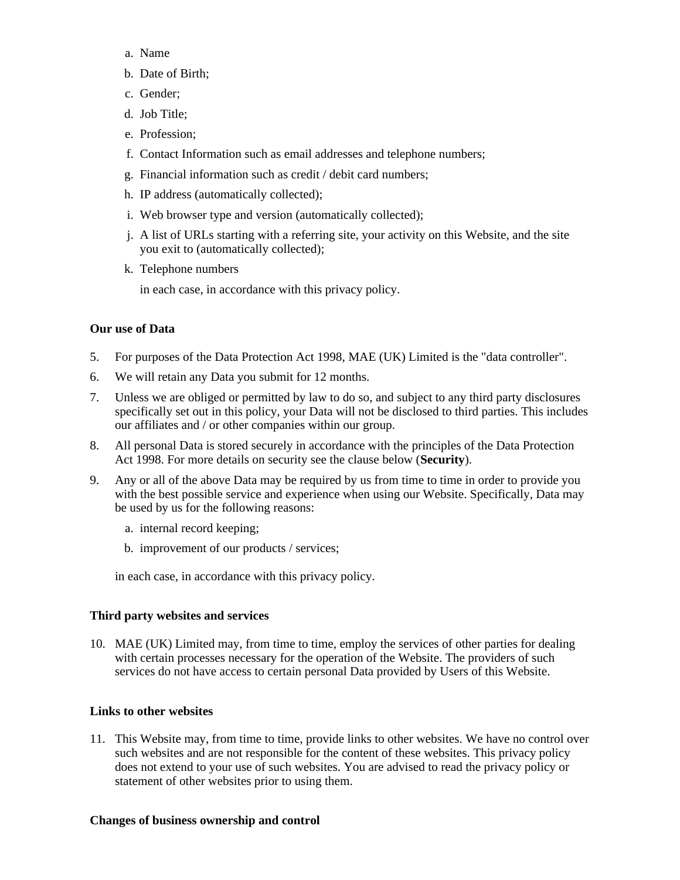a. Name
b. Date of Birth;
c. Gender;
d. Job Title;
e. Profession;
f. Contact Information such as email addresses and telephone numbers;
g. Financial information such as credit / debit card numbers;
h. IP address (automatically collected);
i. Web browser type and version (automatically collected);
j. A list of URLs starting with a referring site, your activity on this Website, and the site you exit to (automatically collected);
k. Telephone numbers

in each case, in accordance with this privacy policy.

**Our use of Data**

5. For purposes of the Data Protection Act 1998, MAE (UK) Limited is the "data controller".
6. We will retain any Data you submit for 12 months.
7. Unless we are obliged or permitted by law to do so, and subject to any third party disclosures specifically set out in this policy, your Data will not be disclosed to third parties. This includes our affiliates and / or other companies within our group.
8. All personal Data is stored securely in accordance with the principles of the Data Protection Act 1998. For more details on security see the clause below (**Security**).
9. Any or all of the above Data may be required by us from time to time in order to provide you with the best possible service and experience when using our Website. Specifically, Data may be used by us for the following reasons:
   a. internal record keeping;
   b. improvement of our products / services;

   in each case, in accordance with this privacy policy.

**Third party websites and services**

10. MAE (UK) Limited may, from time to time, employ the services of other parties for dealing with certain processes necessary for the operation of the Website. The providers of such services do not have access to certain personal Data provided by Users of this Website.

**Links to other websites**

11. This Website may, from time to time, provide links to other websites. We have no control over such websites and are not responsible for the content of these websites. This privacy policy does not extend to your use of such websites. You are advised to read the privacy policy or statement of other websites prior to using them.

**Changes of business ownership and control**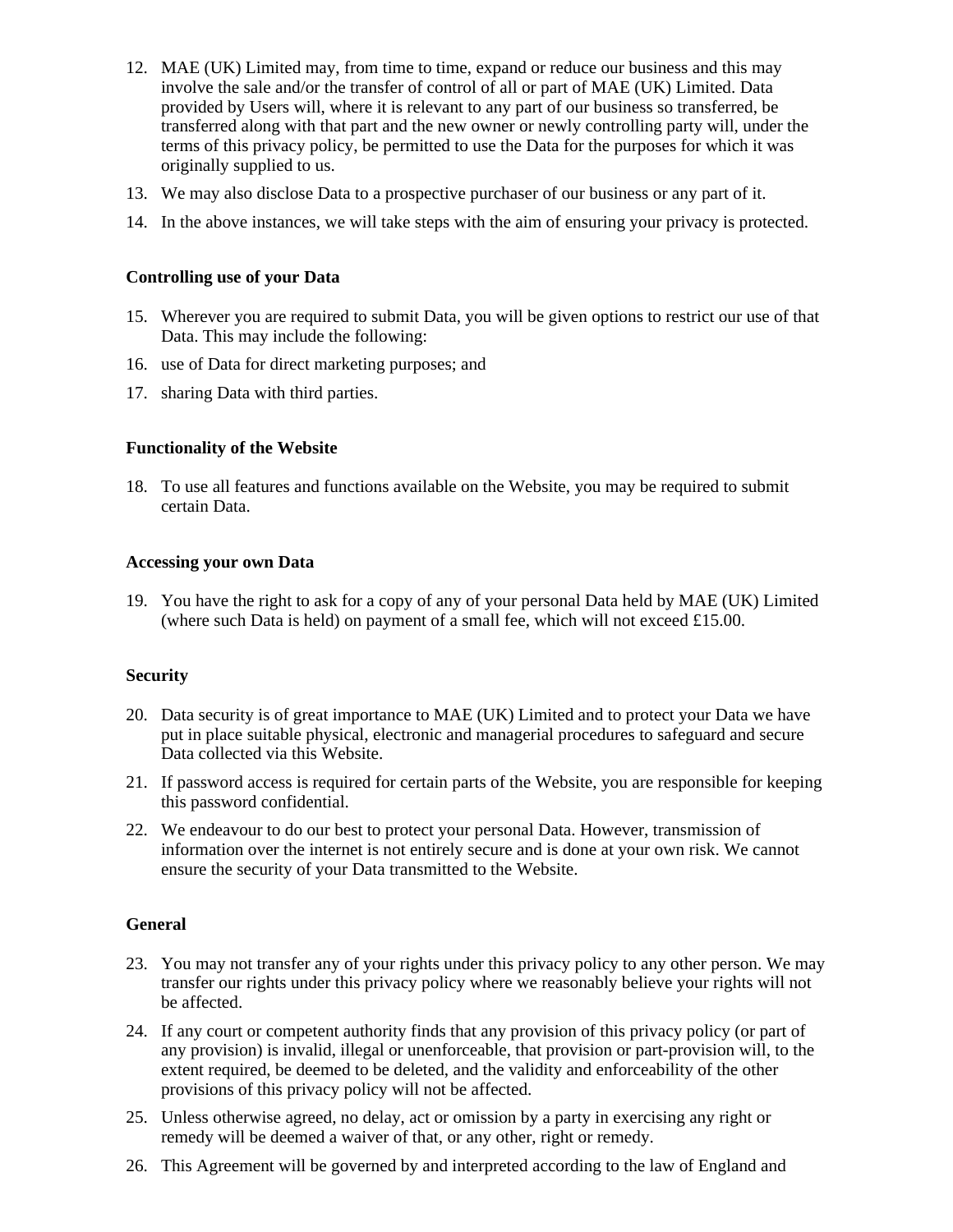12. MAE (UK) Limited may, from time to time, expand or reduce our business and this may involve the sale and/or the transfer of control of all or part of MAE (UK) Limited. Data provided by Users will, where it is relevant to any part of our business so transferred, be transferred along with that part and the new owner or newly controlling party will, under the terms of this privacy policy, be permitted to use the Data for the purposes for which it was originally supplied to us.
13. We may also disclose Data to a prospective purchaser of our business or any part of it.
14. In the above instances, we will take steps with the aim of ensuring your privacy is protected.

**Controlling use of your Data**

15. Wherever you are required to submit Data, you will be given options to restrict our use of that Data. This may include the following:
16. use of Data for direct marketing purposes; and
17. sharing Data with third parties.

**Functionality of the Website**

18. To use all features and functions available on the Website, you may be required to submit certain Data.

**Accessing your own Data**

19. You have the right to ask for a copy of any of your personal Data held by MAE (UK) Limited (where such Data is held) on payment of a small fee, which will not exceed £15.00.

**Security**

20. Data security is of great importance to MAE (UK) Limited and to protect your Data we have put in place suitable physical, electronic and managerial procedures to safeguard and secure Data collected via this Website.
21. If password access is required for certain parts of the Website, you are responsible for keeping this password confidential.
22. We endeavour to do our best to protect your personal Data. However, transmission of information over the internet is not entirely secure and is done at your own risk. We cannot ensure the security of your Data transmitted to the Website.

**General**

23. You may not transfer any of your rights under this privacy policy to any other person. We may transfer our rights under this privacy policy where we reasonably believe your rights will not be affected.
24. If any court or competent authority finds that any provision of this privacy policy (or part of any provision) is invalid, illegal or unenforceable, that provision or part-provision will, to the extent required, be deemed to be deleted, and the validity and enforceability of the other provisions of this privacy policy will not be affected.
25. Unless otherwise agreed, no delay, act or omission by a party in exercising any right or remedy will be deemed a waiver of that, or any other, right or remedy.
26. This Agreement will be governed by and interpreted according to the law of England and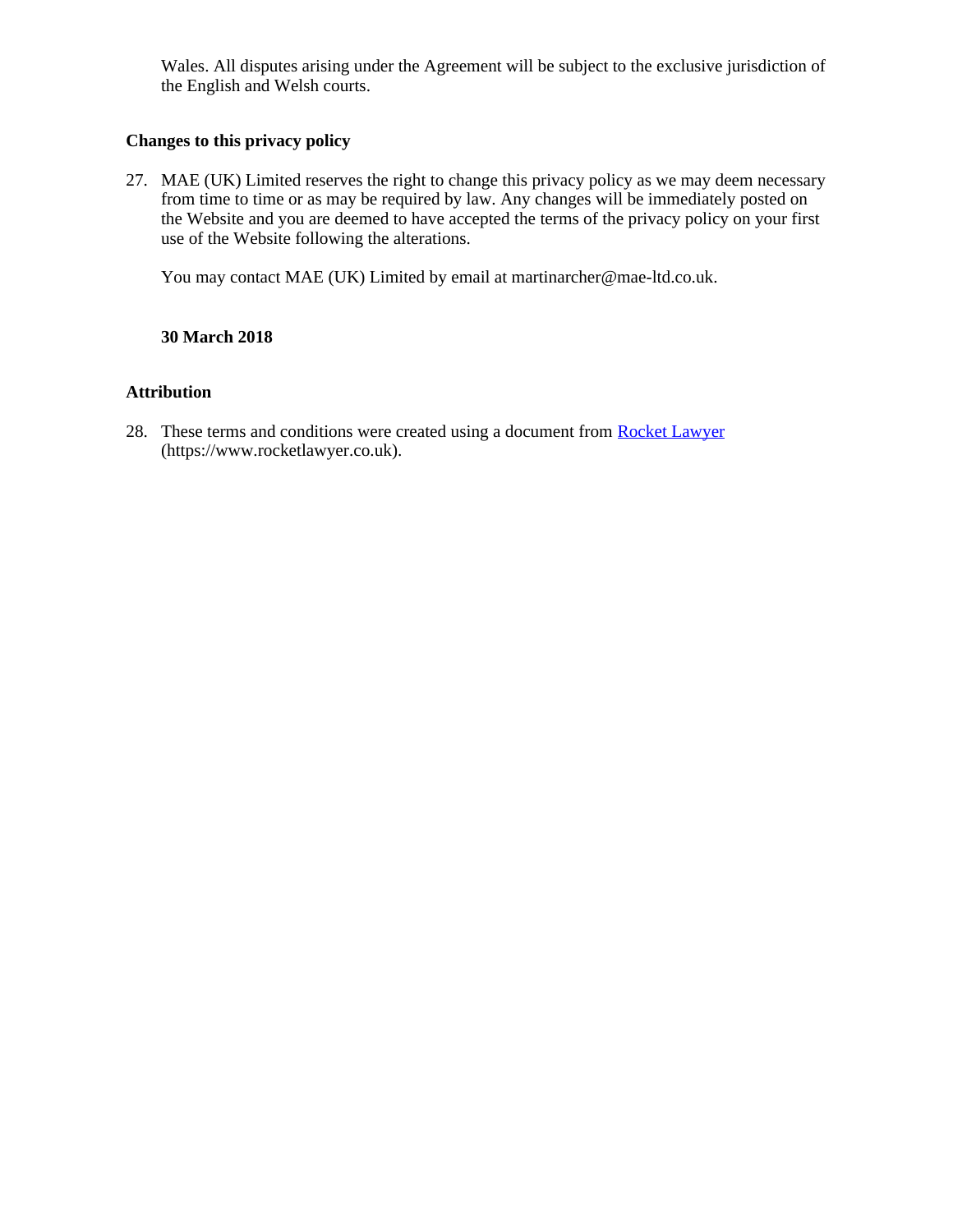Wales. All disputes arising under the Agreement will be subject to the exclusive jurisdiction of the English and Welsh courts.

**Changes to this privacy policy**

27. MAE (UK) Limited reserves the right to change this privacy policy as we may deem necessary from time to time or as may be required by law. Any changes will be immediately posted on the Website and you are deemed to have accepted the terms of the privacy policy on your first use of the Website following the alterations.

    You may contact MAE (UK) Limited by email at martinarcher@mae-ltd.co.uk.

    **30 March 2018**

**Attribution**

28. These terms and conditions were created using a document from [Rocket Lawyer](https://www.rocketlawyer.co.uk) (https://www.rocketlawyer.co.uk).